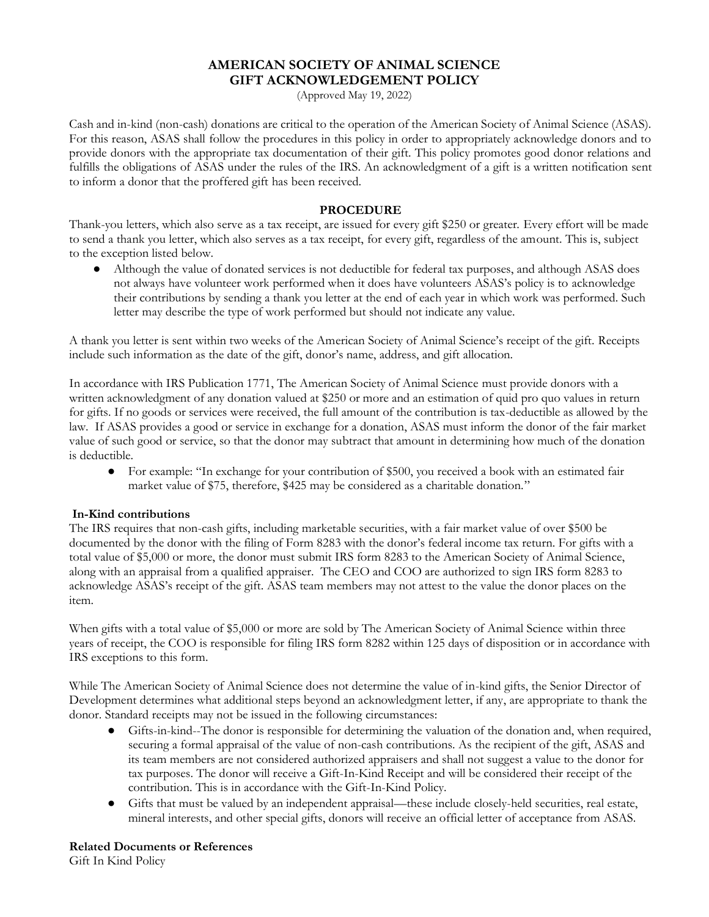# AMERICAN SOCIETY OF ANIMAL SCIENCE
# GIFT ACKNOWLEDGEMENT POLICY

(Approved May 19, 2022)

Cash and in-kind (non-cash) donations are critical to the operation of the American Society of Animal Science (ASAS). For this reason, ASAS shall follow the procedures in this policy in order to appropriately acknowledge donors and to provide donors with the appropriate tax documentation of their gift. This policy promotes good donor relations and fulfills the obligations of ASAS under the rules of the IRS. An acknowledgment of a gift is a written notification sent to inform a donor that the proffered gift has been received.

## PROCEDURE

Thank-you letters, which also serve as a tax receipt, are issued for every gift $250 or greater. Every effort will be made to send a thank you letter, which also serves as a tax receipt, for every gift, regardless of the amount. This is, subject to the exception listed below.

- Although the value of donated services is not deductible for federal tax purposes, and although ASAS does not always have volunteer work performed when it does have volunteers ASAS's policy is to acknowledge their contributions by sending a thank you letter at the end of each year in which work was performed. Such letter may describe the type of work performed but should not indicate any value.

A thank you letter is sent within two weeks of the American Society of Animal Science's receipt of the gift. Receipts include such information as the date of the gift, donor's name, address, and gift allocation.

In accordance with IRS Publication 1771, The American Society of Animal Science must provide donors with a written acknowledgment of any donation valued at $250 or more and an estimation of quid pro quo values in return for gifts. If no goods or services were received, the full amount of the contribution is tax-deductible as allowed by the law. If ASAS provides a good or service in exchange for a donation, ASAS must inform the donor of the fair market value of such good or service, so that the donor may subtract that amount in determining how much of the donation is deductible.

- For example: "In exchange for your contribution of $500, you received a book with an estimated fair market value of $75, therefore, $425 may be considered as a charitable donation."

**In-Kind contributions**

The IRS requires that non-cash gifts, including marketable securities, with a fair market value of over $500 be documented by the donor with the filing of Form 8283 with the donor's federal income tax return. For gifts with a total value of $5,000 or more, the donor must submit IRS form 8283 to the American Society of Animal Science, along with an appraisal from a qualified appraiser. The CEO and COO are authorized to sign IRS form 8283 to acknowledge ASAS's receipt of the gift. ASAS team members may not attest to the value the donor places on the item.

When gifts with a total value of $5,000 or more are sold by The American Society of Animal Science within three years of receipt, the COO is responsible for filing IRS form 8282 within 125 days of disposition or in accordance with IRS exceptions to this form.

While The American Society of Animal Science does not determine the value of in-kind gifts, the Senior Director of Development determines what additional steps beyond an acknowledgment letter, if any, are appropriate to thank the donor. Standard receipts may not be issued in the following circumstances:

- Gifts-in-kind--The donor is responsible for determining the valuation of the donation and, when required, securing a formal appraisal of the value of non-cash contributions. As the recipient of the gift, ASAS and its team members are not considered authorized appraisers and shall not suggest a value to the donor for tax purposes. The donor will receive a Gift-In-Kind Receipt and will be considered their receipt of the contribution. This is in accordance with the Gift-In-Kind Policy.
- Gifts that must be valued by an independent appraisal—these include closely-held securities, real estate, mineral interests, and other special gifts, donors will receive an official letter of acceptance from ASAS.

**Related Documents or References**

Gift In Kind Policy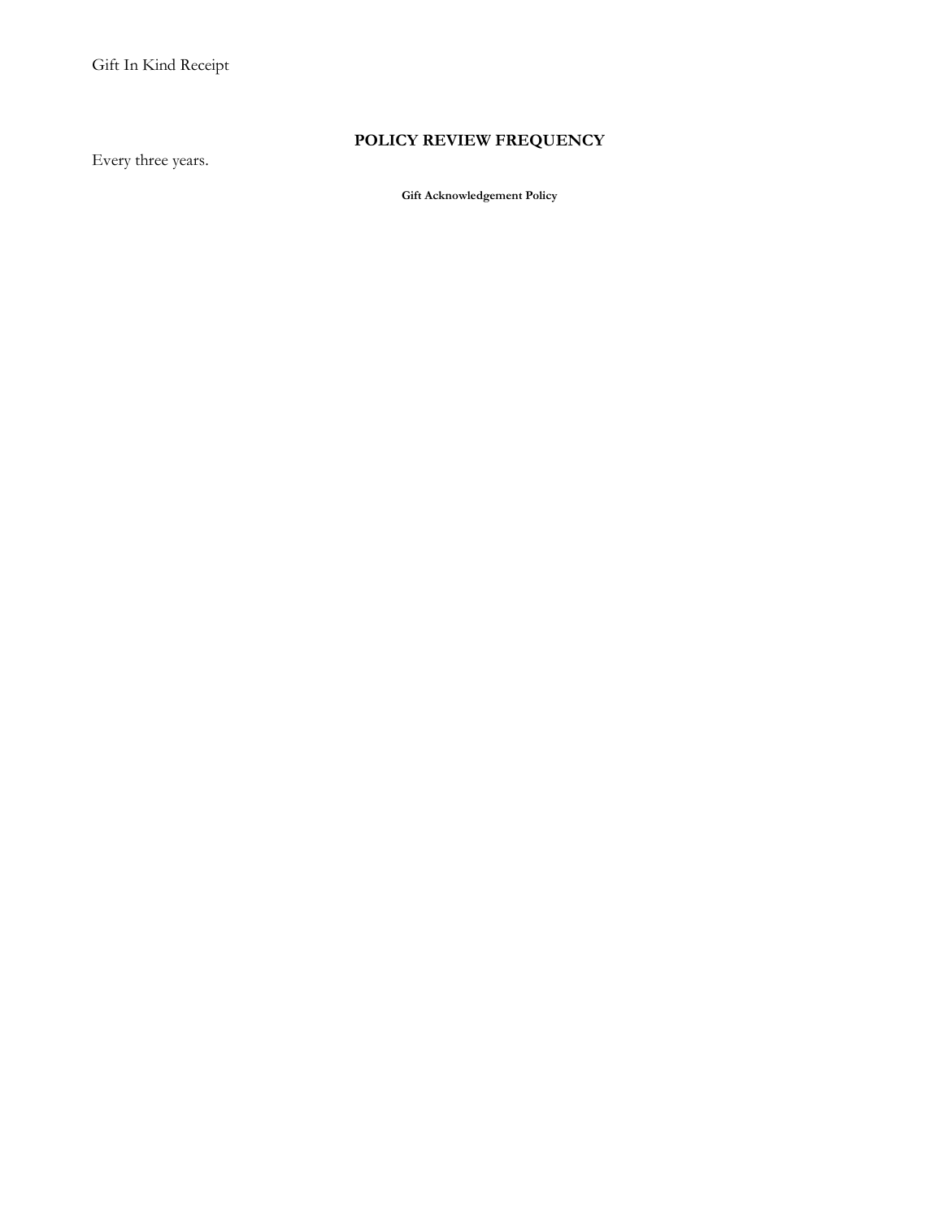Gift In Kind Receipt

## POLICY REVIEW FREQUENCY

Every three years.